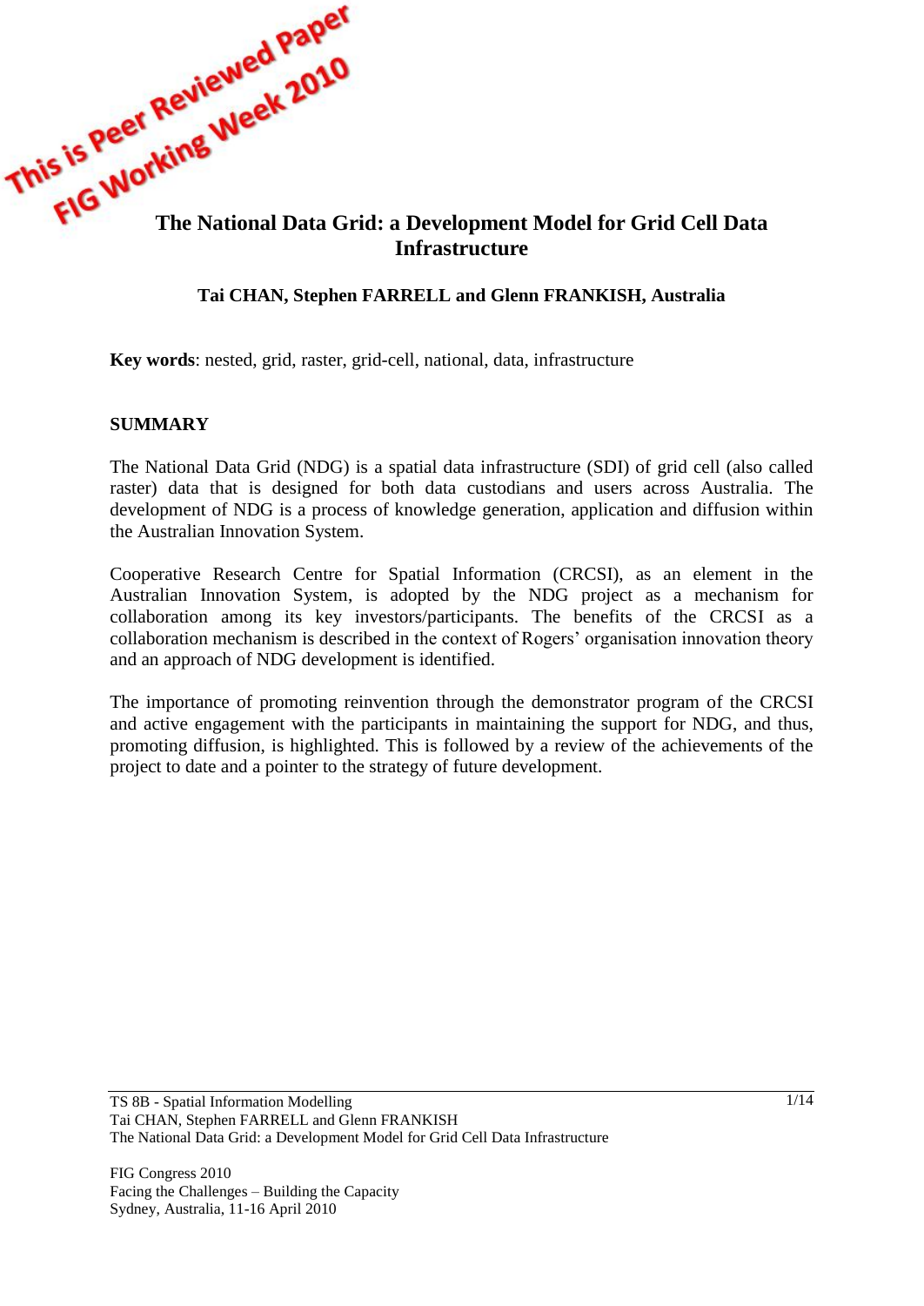This is Peer Reviewed Paper
FIG Working Week 2010

# The National Data Grid: a Development Model for Grid Cell Data Infrastructure

**Tai CHAN, Stephen FARRELL and Glenn FRANKISH, Australia**

**Key words**: nested, grid, raster, grid-cell, national, data, infrastructure

## SUMMARY

The National Data Grid (NDG) is a spatial data infrastructure (SDI) of grid cell (also called raster) data that is designed for both data custodians and users across Australia. The development of NDG is a process of knowledge generation, application and diffusion within the Australian Innovation System.

Cooperative Research Centre for Spatial Information (CRCSI), as an element in the Australian Innovation System, is adopted by the NDG project as a mechanism for collaboration among its key investors/participants. The benefits of the CRCSI as a collaboration mechanism is described in the context of Rogers' organisation innovation theory and an approach of NDG development is identified.

The importance of promoting reinvention through the demonstrator program of the CRCSI and active engagement with the participants in maintaining the support for NDG, and thus, promoting diffusion, is highlighted. This is followed by a review of the achievements of the project to date and a pointer to the strategy of future development.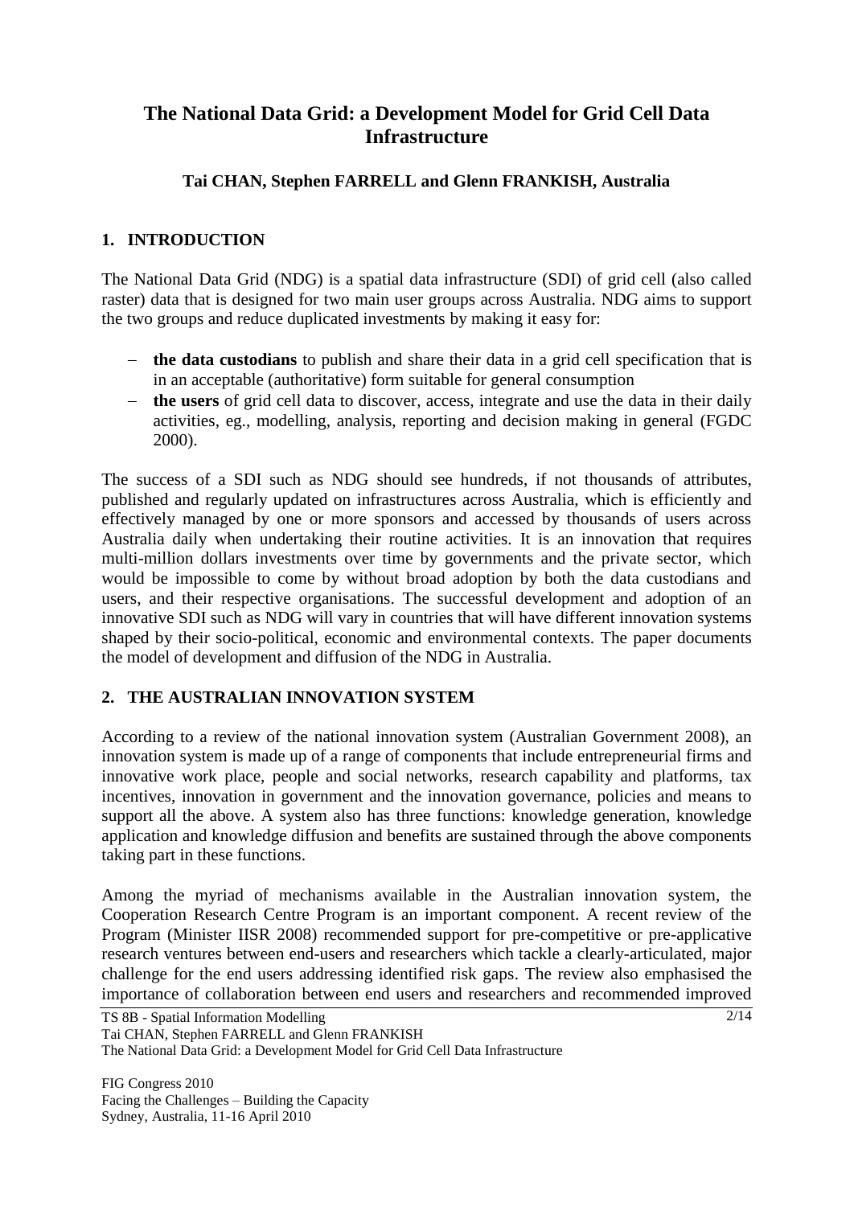# The National Data Grid: a Development Model for Grid Cell Data Infrastructure

**Tai CHAN, Stephen FARRELL and Glenn FRANKISH, Australia**

## 1. INTRODUCTION

The National Data Grid (NDG) is a spatial data infrastructure (SDI) of grid cell (also called raster) data that is designed for two main user groups across Australia. NDG aims to support the two groups and reduce duplicated investments by making it easy for:

- **the data custodians** to publish and share their data in a grid cell specification that is in an acceptable (authoritative) form suitable for general consumption
- **the users** of grid cell data to discover, access, integrate and use the data in their daily activities, eg., modelling, analysis, reporting and decision making in general (FGDC 2000).

The success of a SDI such as NDG should see hundreds, if not thousands of attributes, published and regularly updated on infrastructures across Australia, which is efficiently and effectively managed by one or more sponsors and accessed by thousands of users across Australia daily when undertaking their routine activities. It is an innovation that requires multi-million dollars investments over time by governments and the private sector, which would be impossible to come by without broad adoption by both the data custodians and users, and their respective organisations. The successful development and adoption of an innovative SDI such as NDG will vary in countries that will have different innovation systems shaped by their socio-political, economic and environmental contexts. The paper documents the model of development and diffusion of the NDG in Australia.

## 2. THE AUSTRALIAN INNOVATION SYSTEM

According to a review of the national innovation system (Australian Government 2008), an innovation system is made up of a range of components that include entrepreneurial firms and innovative work place, people and social networks, research capability and platforms, tax incentives, innovation in government and the innovation governance, policies and means to support all the above. A system also has three functions: knowledge generation, knowledge application and knowledge diffusion and benefits are sustained through the above components taking part in these functions.

Among the myriad of mechanisms available in the Australian innovation system, the Cooperation Research Centre Program is an important component. A recent review of the Program (Minister IISR 2008) recommended support for pre-competitive or pre-applicative research ventures between end-users and researchers which tackle a clearly-articulated, major challenge for the end users addressing identified risk gaps. The review also emphasised the importance of collaboration between end users and researchers and recommended improved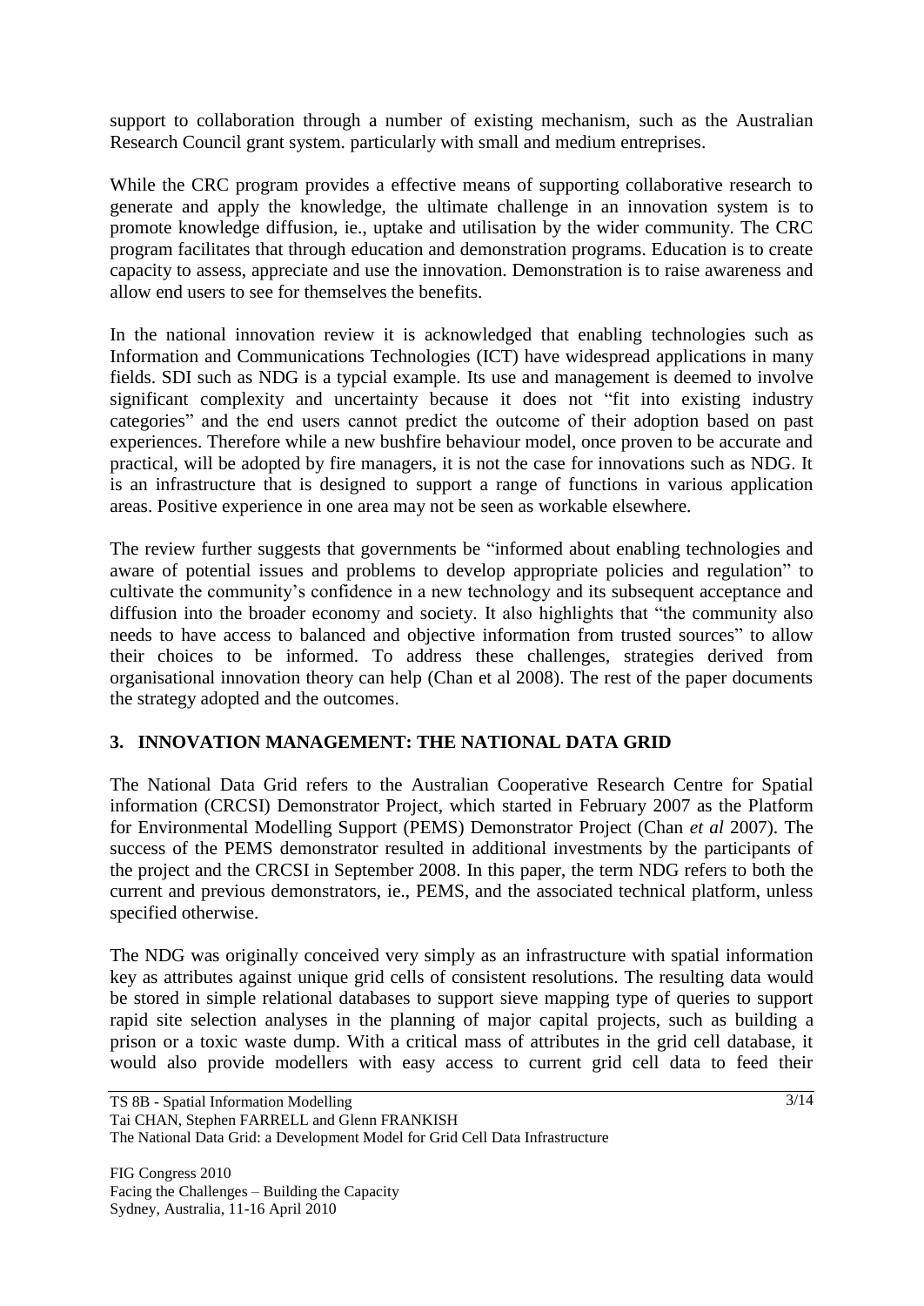support to collaboration through a number of existing mechanism, such as the Australian Research Council grant system. particularly with small and medium entreprises.

While the CRC program provides a effective means of supporting collaborative research to generate and apply the knowledge, the ultimate challenge in an innovation system is to promote knowledge diffusion, ie., uptake and utilisation by the wider community. The CRC program facilitates that through education and demonstration programs. Education is to create capacity to assess, appreciate and use the innovation. Demonstration is to raise awareness and allow end users to see for themselves the benefits.

In the national innovation review it is acknowledged that enabling technologies such as Information and Communications Technologies (ICT) have widespread applications in many fields. SDI such as NDG is a typcial example. Its use and management is deemed to involve significant complexity and uncertainty because it does not "fit into existing industry categories" and the end users cannot predict the outcome of their adoption based on past experiences. Therefore while a new bushfire behaviour model, once proven to be accurate and practical, will be adopted by fire managers, it is not the case for innovations such as NDG. It is an infrastructure that is designed to support a range of functions in various application areas. Positive experience in one area may not be seen as workable elsewhere.

The review further suggests that governments be "informed about enabling technologies and aware of potential issues and problems to develop appropriate policies and regulation" to cultivate the community's confidence in a new technology and its subsequent acceptance and diffusion into the broader economy and society. It also highlights that "the community also needs to have access to balanced and objective information from trusted sources" to allow their choices to be informed. To address these challenges, strategies derived from organisational innovation theory can help (Chan et al 2008). The rest of the paper documents the strategy adopted and the outcomes.

## 3. INNOVATION MANAGEMENT: THE NATIONAL DATA GRID

The National Data Grid refers to the Australian Cooperative Research Centre for Spatial information (CRCSI) Demonstrator Project, which started in February 2007 as the Platform for Environmental Modelling Support (PEMS) Demonstrator Project (Chan *et al* 2007). The success of the PEMS demonstrator resulted in additional investments by the participants of the project and the CRCSI in September 2008. In this paper, the term NDG refers to both the current and previous demonstrators, ie., PEMS, and the associated technical platform, unless specified otherwise.

The NDG was originally conceived very simply as an infrastructure with spatial information key as attributes against unique grid cells of consistent resolutions. The resulting data would be stored in simple relational databases to support sieve mapping type of queries to support rapid site selection analyses in the planning of major capital projects, such as building a prison or a toxic waste dump. With a critical mass of attributes in the grid cell database, it would also provide modellers with easy access to current grid cell data to feed their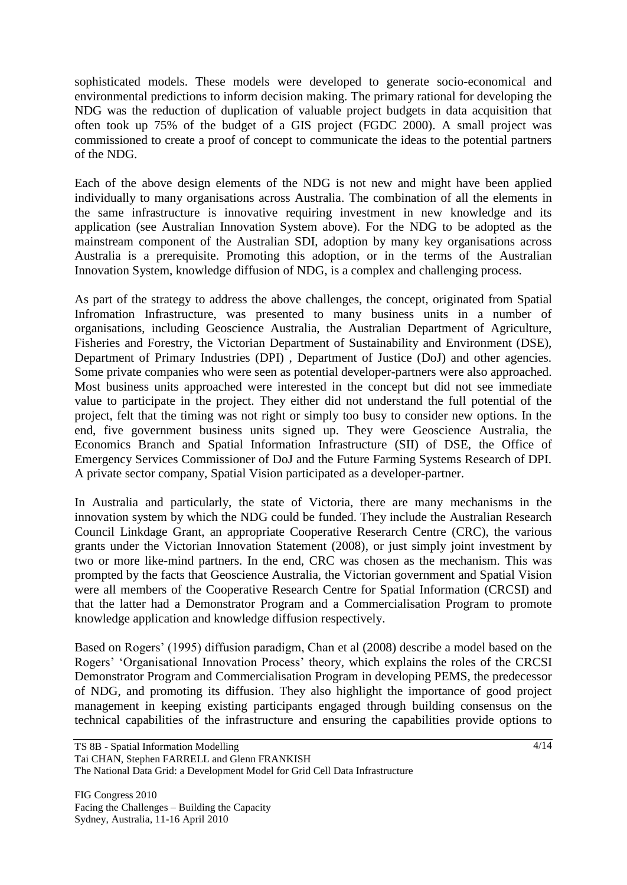sophisticated models. These models were developed to generate socio-economical and environmental predictions to inform decision making. The primary rational for developing the NDG was the reduction of duplication of valuable project budgets in data acquisition that often took up 75% of the budget of a GIS project (FGDC 2000). A small project was commissioned to create a proof of concept to communicate the ideas to the potential partners of the NDG.

Each of the above design elements of the NDG is not new and might have been applied individually to many organisations across Australia. The combination of all the elements in the same infrastructure is innovative requiring investment in new knowledge and its application (see Australian Innovation System above). For the NDG to be adopted as the mainstream component of the Australian SDI, adoption by many key organisations across Australia is a prerequisite. Promoting this adoption, or in the terms of the Australian Innovation System, knowledge diffusion of NDG, is a complex and challenging process.

As part of the strategy to address the above challenges, the concept, originated from Spatial Infromation Infrastructure, was presented to many business units in a number of organisations, including Geoscience Australia, the Australian Department of Agriculture, Fisheries and Forestry, the Victorian Department of Sustainability and Environment (DSE), Department of Primary Industries (DPI) , Department of Justice (DoJ) and other agencies. Some private companies who were seen as potential developer-partners were also approached. Most business units approached were interested in the concept but did not see immediate value to participate in the project. They either did not understand the full potential of the project, felt that the timing was not right or simply too busy to consider new options. In the end, five government business units signed up. They were Geoscience Australia, the Economics Branch and Spatial Information Infrastructure (SII) of DSE, the Office of Emergency Services Commissioner of DoJ and the Future Farming Systems Research of DPI. A private sector company, Spatial Vision participated as a developer-partner.

In Australia and particularly, the state of Victoria, there are many mechanisms in the innovation system by which the NDG could be funded. They include the Australian Research Council Linkdage Grant, an appropriate Cooperative Reserarch Centre (CRC), the various grants under the Victorian Innovation Statement (2008), or just simply joint investment by two or more like-mind partners. In the end, CRC was chosen as the mechanism. This was prompted by the facts that Geoscience Australia, the Victorian government and Spatial Vision were all members of the Cooperative Research Centre for Spatial Information (CRCSI) and that the latter had a Demonstrator Program and a Commercialisation Program to promote knowledge application and knowledge diffusion respectively.

Based on Rogers' (1995) diffusion paradigm, Chan et al (2008) describe a model based on the Rogers' 'Organisational Innovation Process' theory, which explains the roles of the CRCSI Demonstrator Program and Commercialisation Program in developing PEMS, the predecessor of NDG, and promoting its diffusion. They also highlight the importance of good project management in keeping existing participants engaged through building consensus on the technical capabilities of the infrastructure and ensuring the capabilities provide options to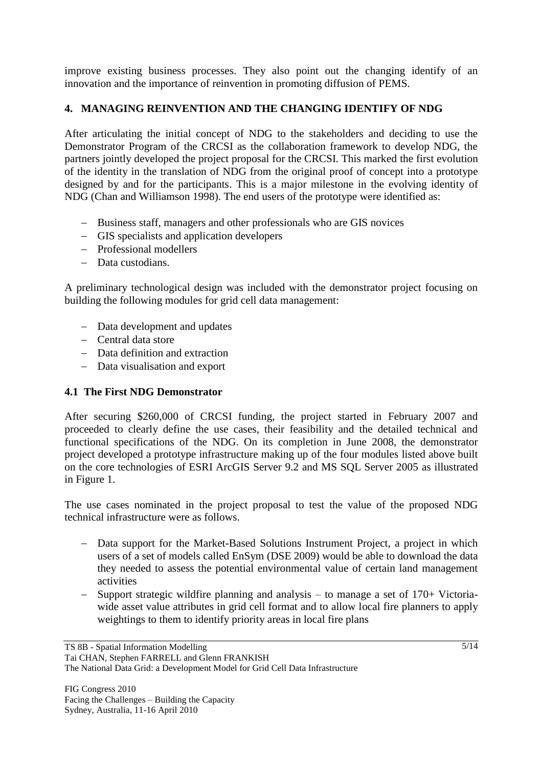improve existing business processes. They also point out the changing identify of an innovation and the importance of reinvention in promoting diffusion of PEMS.

## 4. MANAGING REINVENTION AND THE CHANGING IDENTIFY OF NDG

After articulating the initial concept of NDG to the stakeholders and deciding to use the Demonstrator Program of the CRCSI as the collaboration framework to develop NDG, the partners jointly developed the project proposal for the CRCSI. This marked the first evolution of the identity in the translation of NDG from the original proof of concept into a prototype designed by and for the participants. This is a major milestone in the evolving identity of NDG (Chan and Williamson 1998). The end users of the prototype were identified as:

- Business staff, managers and other professionals who are GIS novices
- GIS specialists and application developers
- Professional modellers
- Data custodians.

A preliminary technological design was included with the demonstrator project focusing on building the following modules for grid cell data management:

- Data development and updates
- Central data store
- Data definition and extraction
- Data visualisation and export

### 4.1 The First NDG Demonstrator

After securing $260,000 of CRCSI funding, the project started in February 2007 and proceeded to clearly define the use cases, their feasibility and the detailed technical and functional specifications of the NDG. On its completion in June 2008, the demonstrator project developed a prototype infrastructure making up of the four modules listed above built on the core technologies of ESRI ArcGIS Server 9.2 and MS SQL Server 2005 as illustrated in Figure 1.

The use cases nominated in the project proposal to test the value of the proposed NDG technical infrastructure were as follows.

- Data support for the Market-Based Solutions Instrument Project, a project in which users of a set of models called EnSym (DSE 2009) would be able to download the data they needed to assess the potential environmental value of certain land management activities
- Support strategic wildfire planning and analysis – to manage a set of 170+ Victoria-wide asset value attributes in grid cell format and to allow local fire planners to apply weightings to them to identify priority areas in local fire plans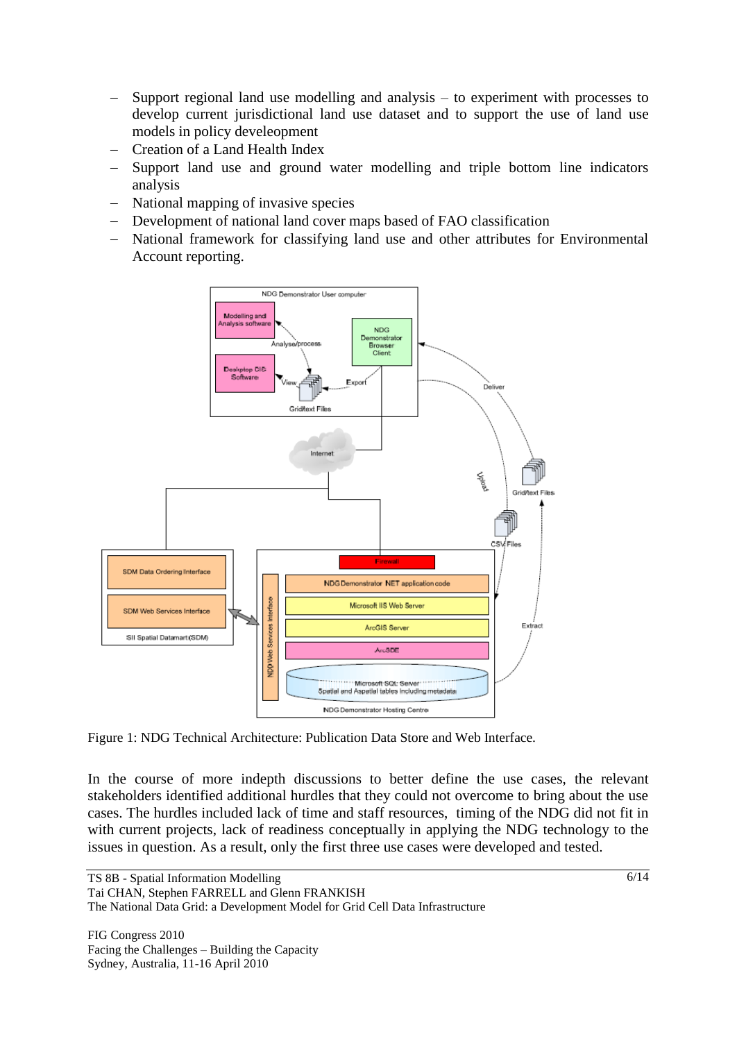- Support regional land use modelling and analysis – to experiment with processes to develop current jurisdictional land use dataset and to support the use of land use models in policy develeopment
- Creation of a Land Health Index
- Support land use and ground water modelling and triple bottom line indicators analysis
- National mapping of invasive species
- Development of national land cover maps based of FAO classification
- National framework for classifying land use and other attributes for Environmental Account reporting.

Figure 1: NDG Technical Architecture: Publication Data Store and Web Interface.

In the course of more indepth discussions to better define the use cases, the relevant stakeholders identified additional hurdles that they could not overcome to bring about the use cases. The hurdles included lack of time and staff resources, timing of the NDG did not fit in with current projects, lack of readiness conceptually in applying the NDG technology to the issues in question. As a result, only the first three use cases were developed and tested.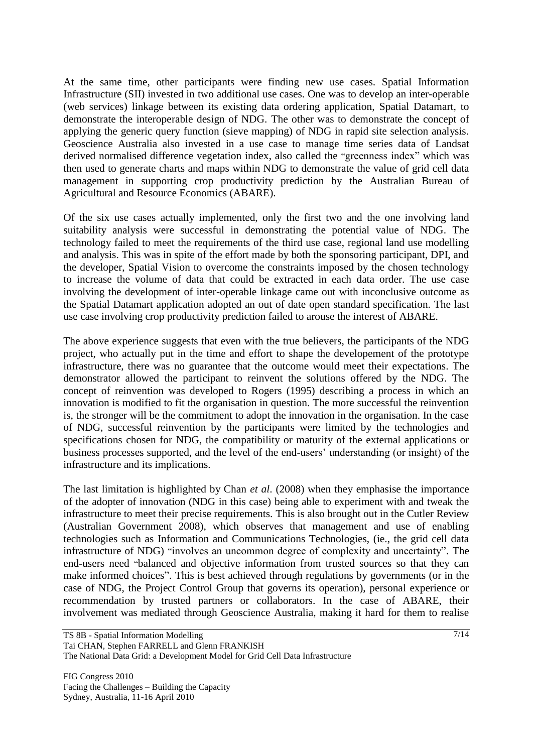At the same time, other participants were finding new use cases. Spatial Information Infrastructure (SII) invested in two additional use cases. One was to develop an inter-operable (web services) linkage between its existing data ordering application, Spatial Datamart, to demonstrate the interoperable design of NDG. The other was to demonstrate the concept of applying the generic query function (sieve mapping) of NDG in rapid site selection analysis. Geoscience Australia also invested in a use case to manage time series data of Landsat derived normalised difference vegetation index, also called the "greenness index" which was then used to generate charts and maps within NDG to demonstrate the value of grid cell data management in supporting crop productivity prediction by the Australian Bureau of Agricultural and Resource Economics (ABARE).

Of the six use cases actually implemented, only the first two and the one involving land suitability analysis were successful in demonstrating the potential value of NDG. The technology failed to meet the requirements of the third use case, regional land use modelling and analysis. This was in spite of the effort made by both the sponsoring participant, DPI, and the developer, Spatial Vision to overcome the constraints imposed by the chosen technology to increase the volume of data that could be extracted in each data order. The use case involving the development of inter-operable linkage came out with inconclusive outcome as the Spatial Datamart application adopted an out of date open standard specification. The last use case involving crop productivity prediction failed to arouse the interest of ABARE.

The above experience suggests that even with the true believers, the participants of the NDG project, who actually put in the time and effort to shape the developement of the prototype infrastructure, there was no guarantee that the outcome would meet their expectations. The demonstrator allowed the participant to reinvent the solutions offered by the NDG. The concept of reinvention was developed to Rogers (1995) describing a process in which an innovation is modified to fit the organisation in question. The more successful the reinvention is, the stronger will be the commitment to adopt the innovation in the organisation. In the case of NDG, successful reinvention by the participants were limited by the technologies and specifications chosen for NDG, the compatibility or maturity of the external applications or business processes supported, and the level of the end-users' understanding (or insight) of the infrastructure and its implications.

The last limitation is highlighted by Chan *et al*. (2008) when they emphasise the importance of the adopter of innovation (NDG in this case) being able to experiment with and tweak the infrastructure to meet their precise requirements. This is also brought out in the Cutler Review (Australian Government 2008), which observes that management and use of enabling technologies such as Information and Communications Technologies, (ie., the grid cell data infrastructure of NDG) "involves an uncommon degree of complexity and uncertainty". The end-users need "balanced and objective information from trusted sources so that they can make informed choices". This is best achieved through regulations by governments (or in the case of NDG, the Project Control Group that governs its operation), personal experience or recommendation by trusted partners or collaborators. In the case of ABARE, their involvement was mediated through Geoscience Australia, making it hard for them to realise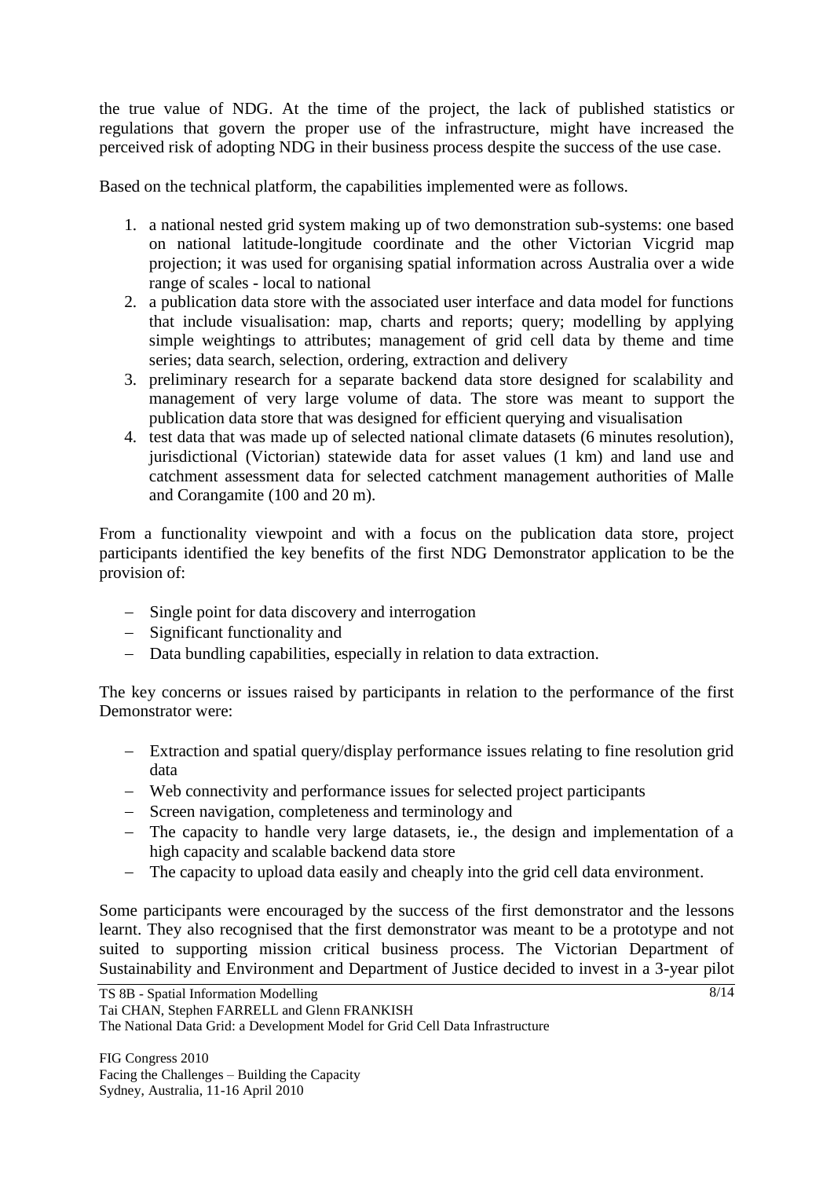the true value of NDG. At the time of the project, the lack of published statistics or regulations that govern the proper use of the infrastructure, might have increased the perceived risk of adopting NDG in their business process despite the success of the use case.

Based on the technical platform, the capabilities implemented were as follows.

1. a national nested grid system making up of two demonstration sub-systems: one based on national latitude-longitude coordinate and the other Victorian Vicgrid map projection; it was used for organising spatial information across Australia over a wide range of scales - local to national
2. a publication data store with the associated user interface and data model for functions that include visualisation: map, charts and reports; query; modelling by applying simple weightings to attributes; management of grid cell data by theme and time series; data search, selection, ordering, extraction and delivery
3. preliminary research for a separate backend data store designed for scalability and management of very large volume of data. The store was meant to support the publication data store that was designed for efficient querying and visualisation
4. test data that was made up of selected national climate datasets (6 minutes resolution), jurisdictional (Victorian) statewide data for asset values (1 km) and land use and catchment assessment data for selected catchment management authorities of Malle and Corangamite (100 and 20 m).

From a functionality viewpoint and with a focus on the publication data store, project participants identified the key benefits of the first NDG Demonstrator application to be the provision of:

- Single point for data discovery and interrogation
- Significant functionality and
- Data bundling capabilities, especially in relation to data extraction.

The key concerns or issues raised by participants in relation to the performance of the first Demonstrator were:

- Extraction and spatial query/display performance issues relating to fine resolution grid data
- Web connectivity and performance issues for selected project participants
- Screen navigation, completeness and terminology and
- The capacity to handle very large datasets, ie., the design and implementation of a high capacity and scalable backend data store
- The capacity to upload data easily and cheaply into the grid cell data environment.

Some participants were encouraged by the success of the first demonstrator and the lessons learnt. They also recognised that the first demonstrator was meant to be a prototype and not suited to supporting mission critical business process. The Victorian Department of Sustainability and Environment and Department of Justice decided to invest in a 3-year pilot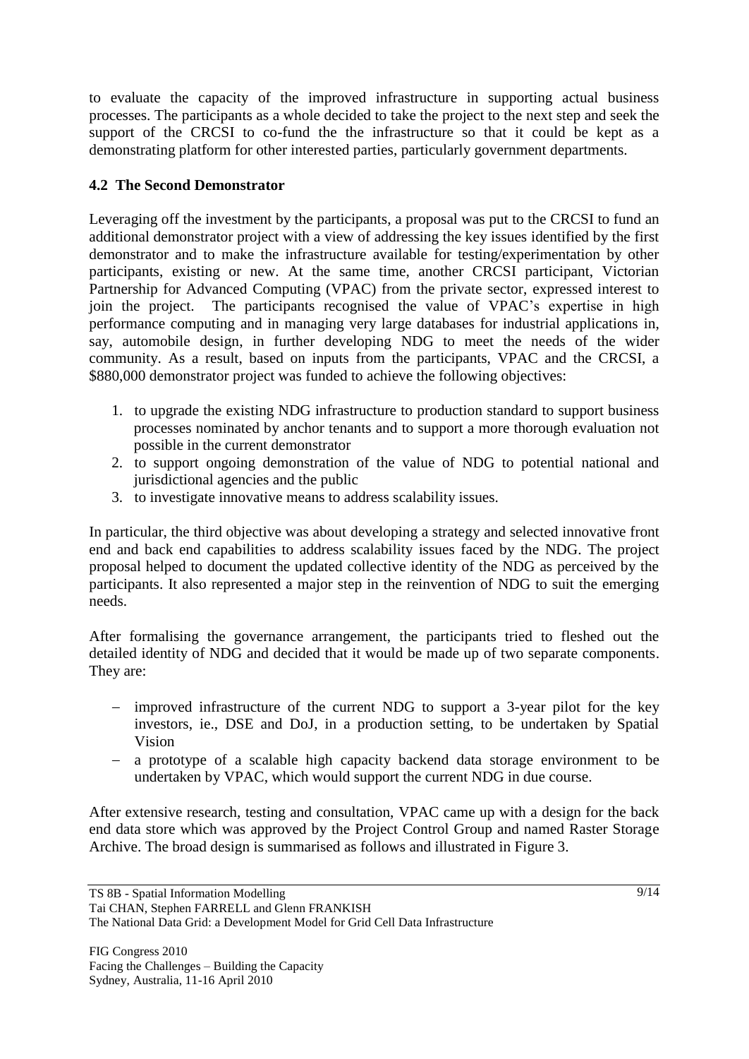to evaluate the capacity of the improved infrastructure in supporting actual business processes. The participants as a whole decided to take the project to the next step and seek the support of the CRCSI to co-fund the the infrastructure so that it could be kept as a demonstrating platform for other interested parties, particularly government departments.

### 4.2 The Second Demonstrator

Leveraging off the investment by the participants, a proposal was put to the CRCSI to fund an additional demonstrator project with a view of addressing the key issues identified by the first demonstrator and to make the infrastructure available for testing/experimentation by other participants, existing or new. At the same time, another CRCSI participant, Victorian Partnership for Advanced Computing (VPAC) from the private sector, expressed interest to join the project. The participants recognised the value of VPAC's expertise in high performance computing and in managing very large databases for industrial applications in, say, automobile design, in further developing NDG to meet the needs of the wider community. As a result, based on inputs from the participants, VPAC and the CRCSI, a \$880,000 demonstrator project was funded to achieve the following objectives:

1. to upgrade the existing NDG infrastructure to production standard to support business processes nominated by anchor tenants and to support a more thorough evaluation not possible in the current demonstrator
2. to support ongoing demonstration of the value of NDG to potential national and jurisdictional agencies and the public
3. to investigate innovative means to address scalability issues.

In particular, the third objective was about developing a strategy and selected innovative front end and back end capabilities to address scalability issues faced by the NDG. The project proposal helped to document the updated collective identity of the NDG as perceived by the participants. It also represented a major step in the reinvention of NDG to suit the emerging needs.

After formalising the governance arrangement, the participants tried to fleshed out the detailed identity of NDG and decided that it would be made up of two separate components. They are:

- improved infrastructure of the current NDG to support a 3-year pilot for the key investors, ie., DSE and DoJ, in a production setting, to be undertaken by Spatial Vision
- a prototype of a scalable high capacity backend data storage environment to be undertaken by VPAC, which would support the current NDG in due course.

After extensive research, testing and consultation, VPAC came up with a design for the back end data store which was approved by the Project Control Group and named Raster Storage Archive. The broad design is summarised as follows and illustrated in Figure 3.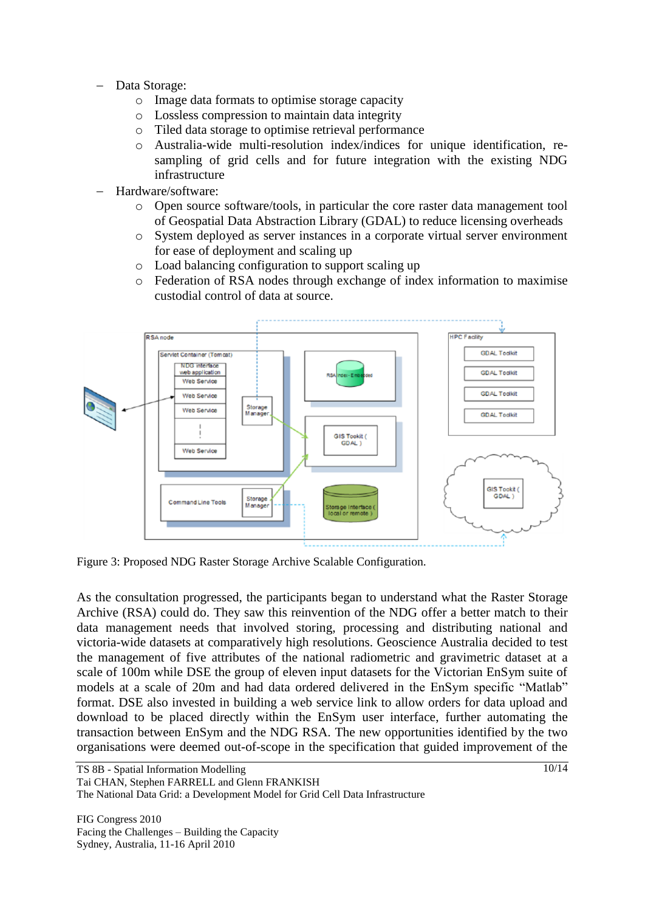- Data Storage:
  - Image data formats to optimise storage capacity
  - Lossless compression to maintain data integrity
  - Tiled data storage to optimise retrieval performance
  - Australia-wide multi-resolution index/indices for unique identification, re-sampling of grid cells and for future integration with the existing NDG infrastructure
- Hardware/software:
  - Open source software/tools, in particular the core raster data management tool of Geospatial Data Abstraction Library (GDAL) to reduce licensing overheads
  - System deployed as server instances in a corporate virtual server environment for ease of deployment and scaling up
  - Load balancing configuration to support scaling up
  - Federation of RSA nodes through exchange of index information to maximise custodial control of data at source.

Figure 3: Proposed NDG Raster Storage Archive Scalable Configuration.

As the consultation progressed, the participants began to understand what the Raster Storage Archive (RSA) could do. They saw this reinvention of the NDG offer a better match to their data management needs that involved storing, processing and distributing national and victoria-wide datasets at comparatively high resolutions. Geoscience Australia decided to test the management of five attributes of the national radiometric and gravimetric dataset at a scale of 100m while DSE the group of eleven input datasets for the Victorian EnSym suite of models at a scale of 20m and had data ordered delivered in the EnSym specific "Matlab" format. DSE also invested in building a web service link to allow orders for data upload and download to be placed directly within the EnSym user interface, further automating the transaction between EnSym and the NDG RSA. The new opportunities identified by the two organisations were deemed out-of-scope in the specification that guided improvement of the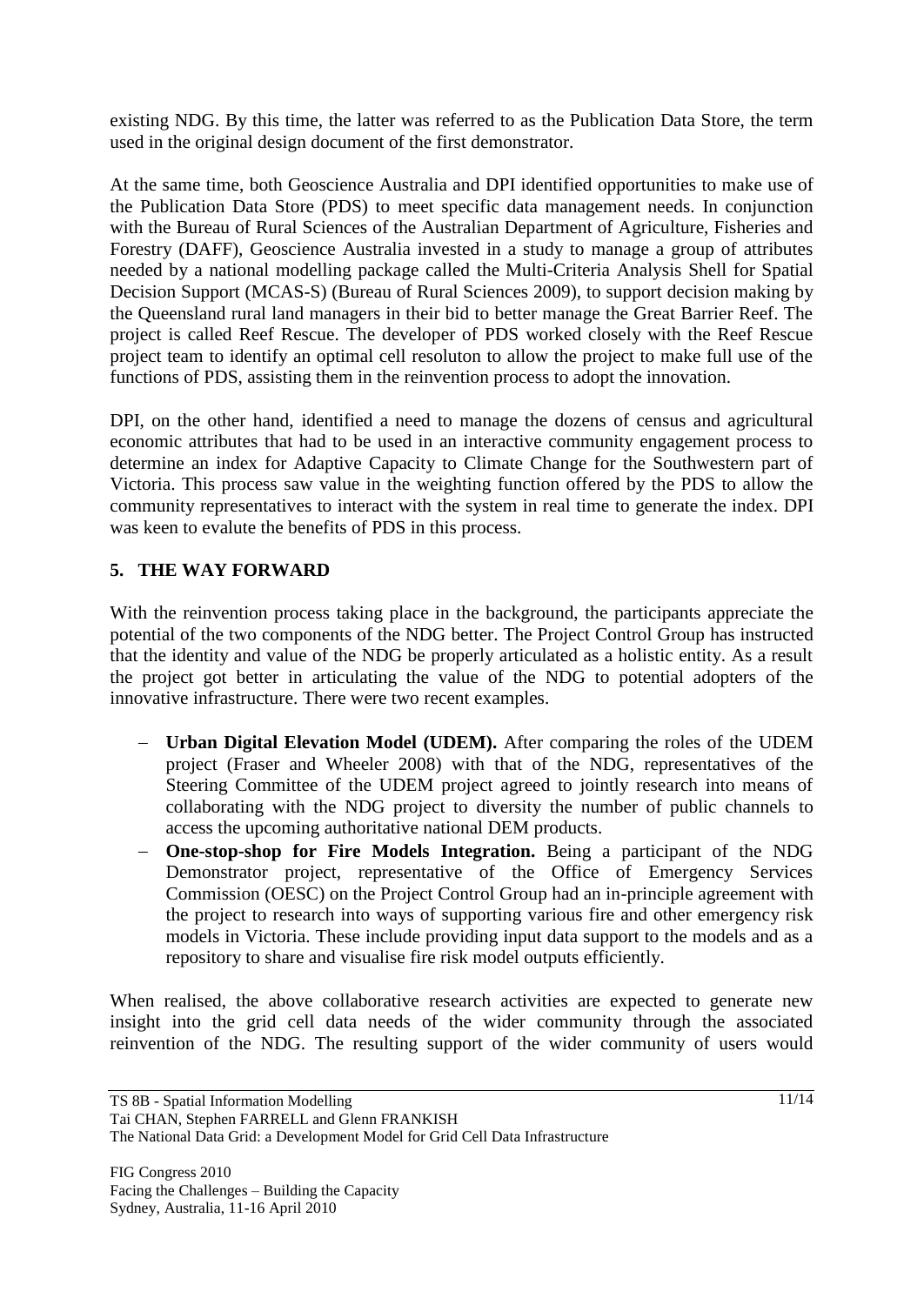existing NDG. By this time, the latter was referred to as the Publication Data Store, the term used in the original design document of the first demonstrator.

At the same time, both Geoscience Australia and DPI identified opportunities to make use of the Publication Data Store (PDS) to meet specific data management needs. In conjunction with the Bureau of Rural Sciences of the Australian Department of Agriculture, Fisheries and Forestry (DAFF), Geoscience Australia invested in a study to manage a group of attributes needed by a national modelling package called the Multi-Criteria Analysis Shell for Spatial Decision Support (MCAS-S) (Bureau of Rural Sciences 2009), to support decision making by the Queensland rural land managers in their bid to better manage the Great Barrier Reef. The project is called Reef Rescue. The developer of PDS worked closely with the Reef Rescue project team to identify an optimal cell resoluton to allow the project to make full use of the functions of PDS, assisting them in the reinvention process to adopt the innovation.

DPI, on the other hand, identified a need to manage the dozens of census and agricultural economic attributes that had to be used in an interactive community engagement process to determine an index for Adaptive Capacity to Climate Change for the Southwestern part of Victoria. This process saw value in the weighting function offered by the PDS to allow the community representatives to interact with the system in real time to generate the index. DPI was keen to evalute the benefits of PDS in this process.

## 5. THE WAY FORWARD

With the reinvention process taking place in the background, the participants appreciate the potential of the two components of the NDG better. The Project Control Group has instructed that the identity and value of the NDG be properly articulated as a holistic entity. As a result the project got better in articulating the value of the NDG to potential adopters of the innovative infrastructure. There were two recent examples.

- **Urban Digital Elevation Model (UDEM).** After comparing the roles of the UDEM project (Fraser and Wheeler 2008) with that of the NDG, representatives of the Steering Committee of the UDEM project agreed to jointly research into means of collaborating with the NDG project to diversity the number of public channels to access the upcoming authoritative national DEM products.
- **One-stop-shop for Fire Models Integration.** Being a participant of the NDG Demonstrator project, representative of the Office of Emergency Services Commission (OESC) on the Project Control Group had an in-principle agreement with the project to research into ways of supporting various fire and other emergency risk models in Victoria. These include providing input data support to the models and as a repository to share and visualise fire risk model outputs efficiently.

When realised, the above collaborative research activities are expected to generate new insight into the grid cell data needs of the wider community through the associated reinvention of the NDG. The resulting support of the wider community of users would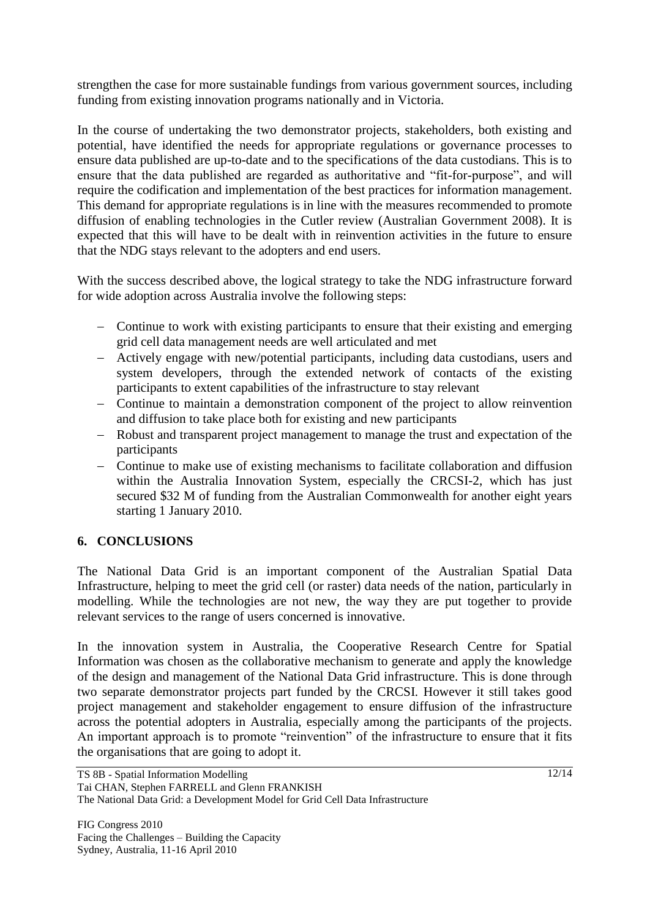strengthen the case for more sustainable fundings from various government sources, including funding from existing innovation programs nationally and in Victoria.

In the course of undertaking the two demonstrator projects, stakeholders, both existing and potential, have identified the needs for appropriate regulations or governance processes to ensure data published are up-to-date and to the specifications of the data custodians. This is to ensure that the data published are regarded as authoritative and "fit-for-purpose", and will require the codification and implementation of the best practices for information management. This demand for appropriate regulations is in line with the measures recommended to promote diffusion of enabling technologies in the Cutler review (Australian Government 2008). It is expected that this will have to be dealt with in reinvention activities in the future to ensure that the NDG stays relevant to the adopters and end users.

With the success described above, the logical strategy to take the NDG infrastructure forward for wide adoption across Australia involve the following steps:

- Continue to work with existing participants to ensure that their existing and emerging grid cell data management needs are well articulated and met
- Actively engage with new/potential participants, including data custodians, users and system developers, through the extended network of contacts of the existing participants to extent capabilities of the infrastructure to stay relevant
- Continue to maintain a demonstration component of the project to allow reinvention and diffusion to take place both for existing and new participants
- Robust and transparent project management to manage the trust and expectation of the participants
- Continue to make use of existing mechanisms to facilitate collaboration and diffusion within the Australia Innovation System, especially the CRCSI-2, which has just secured $32 M of funding from the Australian Commonwealth for another eight years starting 1 January 2010.

## 6. CONCLUSIONS

The National Data Grid is an important component of the Australian Spatial Data Infrastructure, helping to meet the grid cell (or raster) data needs of the nation, particularly in modelling. While the technologies are not new, the way they are put together to provide relevant services to the range of users concerned is innovative.

In the innovation system in Australia, the Cooperative Research Centre for Spatial Information was chosen as the collaborative mechanism to generate and apply the knowledge of the design and management of the National Data Grid infrastructure. This is done through two separate demonstrator projects part funded by the CRCSI. However it still takes good project management and stakeholder engagement to ensure diffusion of the infrastructure across the potential adopters in Australia, especially among the participants of the projects. An important approach is to promote "reinvention" of the infrastructure to ensure that it fits the organisations that are going to adopt it.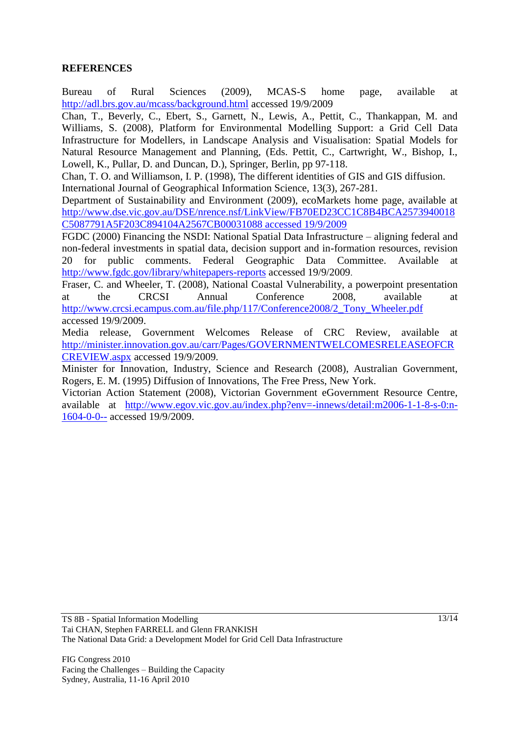**REFERENCES**

Bureau of Rural Sciences (2009), MCAS-S home page, available at http://adl.brs.gov.au/mcass/background.html accessed 19/9/2009

Chan, T., Beverly, C., Ebert, S., Garnett, N., Lewis, A., Pettit, C., Thankappan, M. and Williams, S. (2008), Platform for Environmental Modelling Support: a Grid Cell Data Infrastructure for Modellers, in Landscape Analysis and Visualisation: Spatial Models for Natural Resource Management and Planning, (Eds. Pettit, C., Cartwright, W., Bishop, I., Lowell, K., Pullar, D. and Duncan, D.), Springer, Berlin, pp 97-118.

Chan, T. O. and Williamson, I. P. (1998), The different identities of GIS and GIS diffusion. International Journal of Geographical Information Science, 13(3), 267-281.

Department of Sustainability and Environment (2009), ecoMarkets home page, available at http://www.dse.vic.gov.au/DSE/nrence.nsf/LinkView/FB70ED23CC1C8B4BCA2573940018C5087791A5F203C894104A2567CB00031088 accessed 19/9/2009

FGDC (2000) Financing the NSDI: National Spatial Data Infrastructure – aligning federal and non-federal investments in spatial data, decision support and in-formation resources, revision 20 for public comments. Federal Geographic Data Committee. Available at http://www.fgdc.gov/library/whitepapers-reports accessed 19/9/2009.

Fraser, C. and Wheeler, T. (2008), National Coastal Vulnerability, a powerpoint presentation at the CRCSI Annual Conference 2008, available at http://www.crcsi.ecampus.com.au/file.php/117/Conference2008/2_Tony_Wheeler.pdf accessed 19/9/2009.

Media release, Government Welcomes Release of CRC Review, available at http://minister.innovation.gov.au/carr/Pages/GOVERNMENTWELCOMESRELEASEOFCRCREVIEW.aspx accessed 19/9/2009.

Minister for Innovation, Industry, Science and Research (2008), Australian Government, Rogers, E. M. (1995) Diffusion of Innovations, The Free Press, New York.

Victorian Action Statement (2008), Victorian Government eGovernment Resource Centre, available at http://www.egov.vic.gov.au/index.php?env=-innews/detail:m2006-1-1-8-s-0:n-1604-0-0-- accessed 19/9/2009.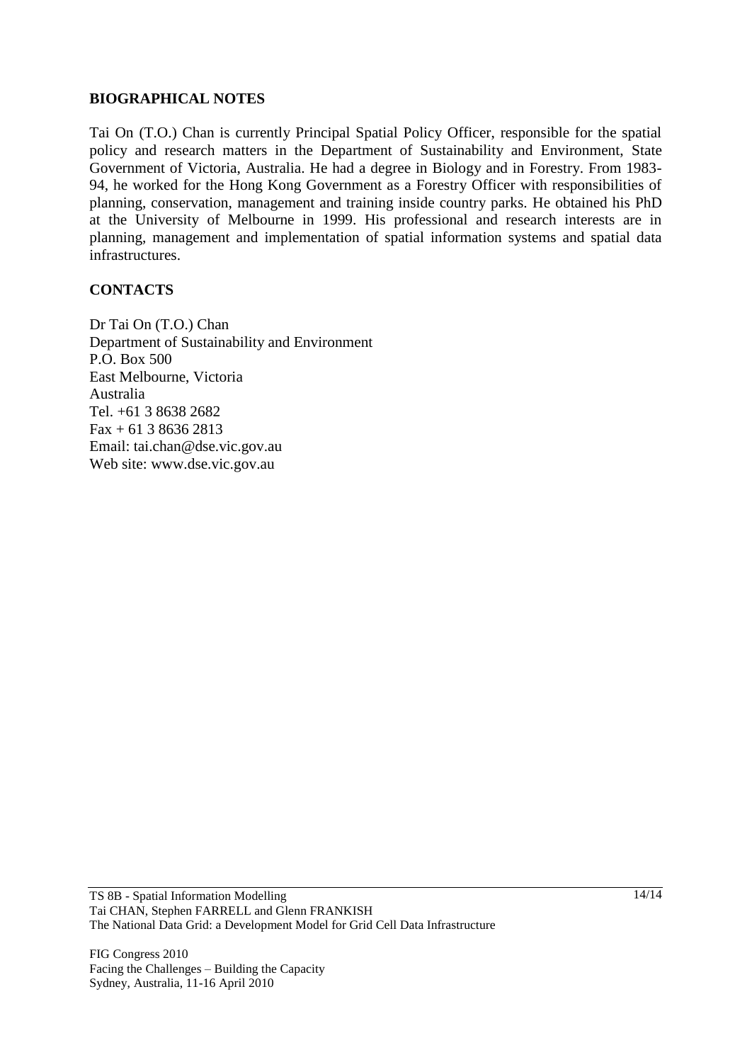## BIOGRAPHICAL NOTES

Tai On (T.O.) Chan is currently Principal Spatial Policy Officer, responsible for the spatial policy and research matters in the Department of Sustainability and Environment, State Government of Victoria, Australia. He had a degree in Biology and in Forestry. From 1983-94, he worked for the Hong Kong Government as a Forestry Officer with responsibilities of planning, conservation, management and training inside country parks. He obtained his PhD at the University of Melbourne in 1999. His professional and research interests are in planning, management and implementation of spatial information systems and spatial data infrastructures.

## CONTACTS

Dr Tai On (T.O.) Chan
Department of Sustainability and Environment
P.O. Box 500
East Melbourne, Victoria
Australia
Tel. +61 3 8638 2682
Fax + 61 3 8636 2813
Email: tai.chan@dse.vic.gov.au
Web site: www.dse.vic.gov.au